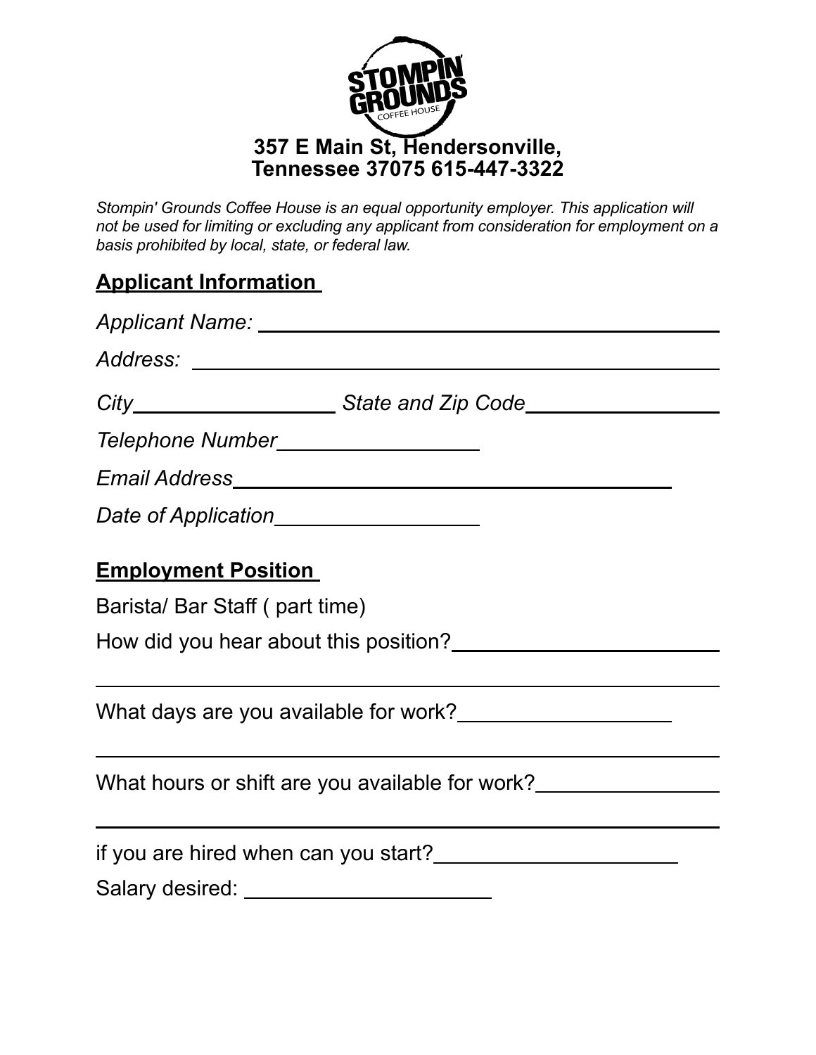**357 E Main St, Hendersonville, Tennessee 37075 615-447-3322**

*Stompin' Grounds Coffee House is an equal opportunity employer. This application will not be used for limiting or excluding any applicant from consideration for employment on a basis prohibited by local, state, or federal law.*

## Applicant Information

*Applicant Name:* ______________________________

*Address:* ______________________________

*City* ____________ *State and Zip Code* ____________

*Telephone Number* ____________

*Email Address* ______________________________

*Date of Application* ____________

## Employment Position

Barista/ Bar Staff ( part time)

How did you hear about this position? ____________

______________________________

What days are you available for work? ____________

______________________________

What hours or shift are you available for work? ____________

______________________________

if you are hired when can you start? ____________

Salary desired: ____________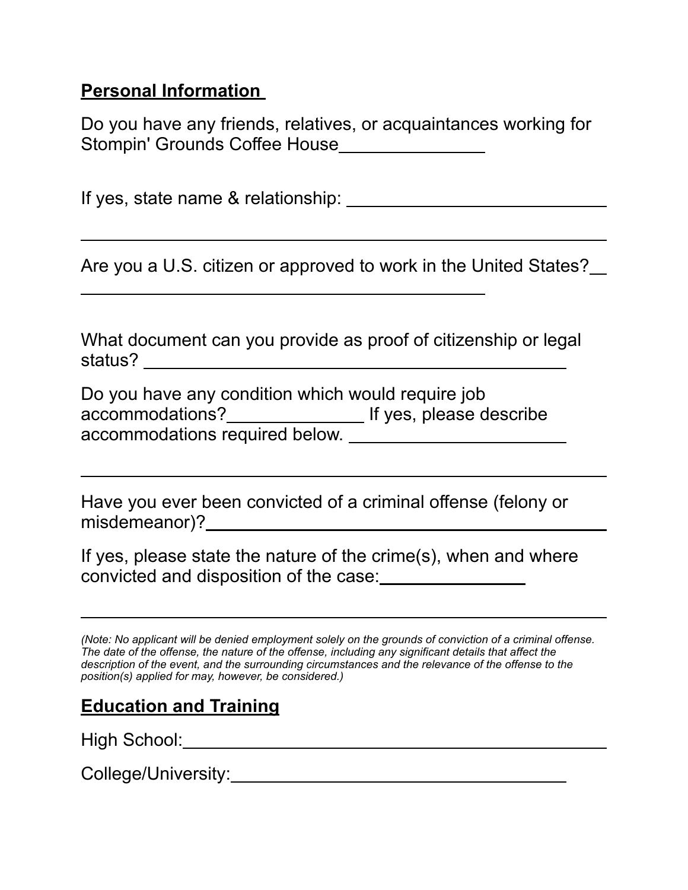## **Personal Information**

Do you have any friends, relatives, or acquaintances working for Stompin' Grounds Coffee House_______________

If yes, state name & relationship: ___________________________

___________________________________________________________

Are you a U.S. citizen or approved to work in the United States?__

___________________________________________

What document can you provide as proof of citizenship or legal status? ___________________________________________

Do you have any condition which would require job accommodations?______________ If yes, please describe accommodations required below. ______________________

___________________________________________________________

Have you ever been convicted of a criminal offense (felony or misdemeanor)?___________________________________________

If yes, please state the nature of the crime(s), when and where convicted and disposition of the case:_______________

___________________________________________________________

*(Note: No applicant will be denied employment solely on the grounds of conviction of a criminal offense. The date of the offense, the nature of the offense, including any significant details that affect the description of the event, and the surrounding circumstances and the relevance of the offense to the position(s) applied for may, however, be considered.)*

## **Education and Training**

High School:___________________________________________

College/University:___________________________________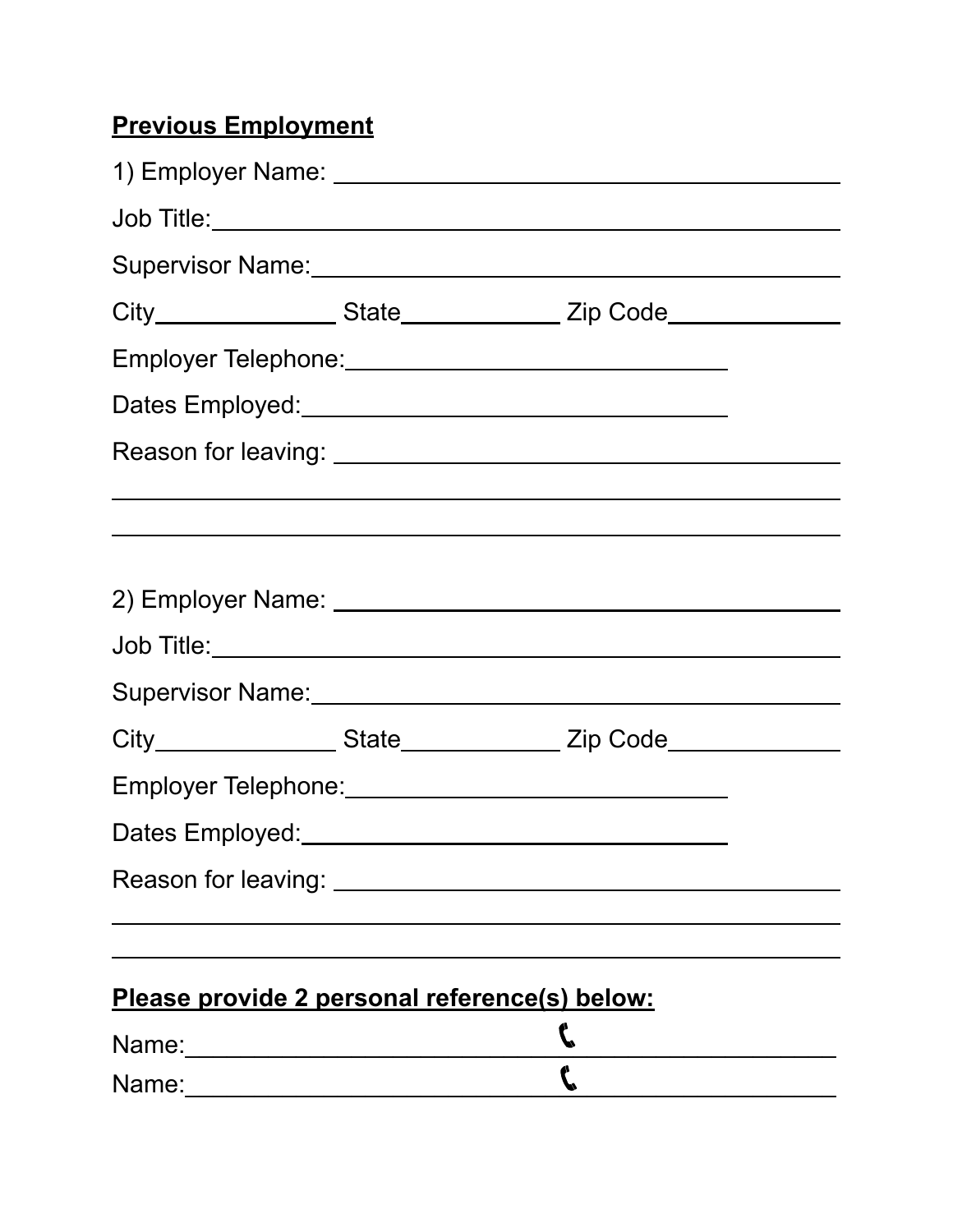**Previous Employment**

1) Employer Name: ______________________________________

Job Title: ______________________________________________

Supervisor Name: _______________________________________

City ______________ State ____________ Zip Code ____________

Employer Telephone: ____________________________

Dates Employed: _______________________________

Reason for leaving: _____________________________________

_______________________________________________________

_______________________________________________________

2) Employer Name: ______________________________________

Job Title: ______________________________________________

Supervisor Name: _______________________________________

City ______________ State ____________ Zip Code ____________

Employer Telephone: ____________________________

Dates Employed: _______________________________

Reason for leaving: _____________________________________

_______________________________________________________

_______________________________________________________

**Please provide 2 personal reference(s) below:**

Name: ____________________________ 📞 ____________________

Name: ____________________________ 📞 ____________________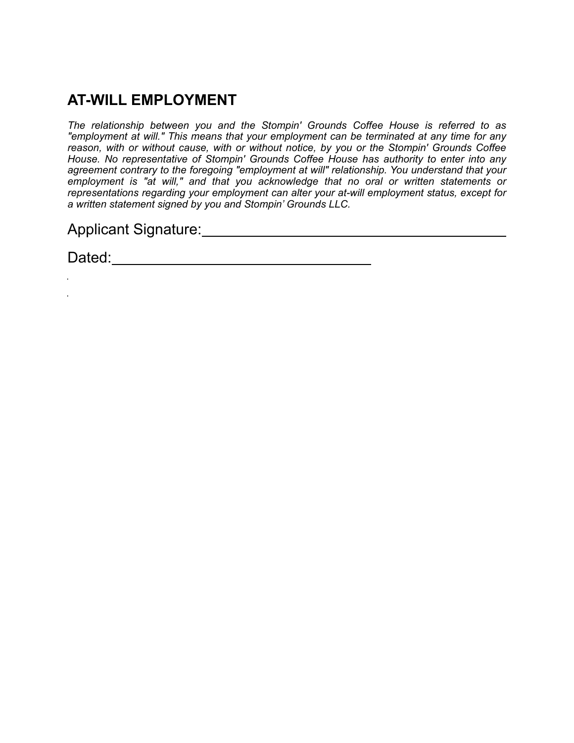## AT-WILL EMPLOYMENT

*The relationship between you and the Stompin' Grounds Coffee House is referred to as "employment at will." This means that your employment can be terminated at any time for any reason, with or without cause, with or without notice, by you or the Stompin' Grounds Coffee House. No representative of Stompin' Grounds Coffee House has authority to enter into any agreement contrary to the foregoing "employment at will" relationship. You understand that your employment is "at will," and that you acknowledge that no oral or written statements or representations regarding your employment can alter your at-will employment status, except for a written statement signed by you and Stompin' Grounds LLC.*

Applicant Signature:______________________________________

Dated:________________________________